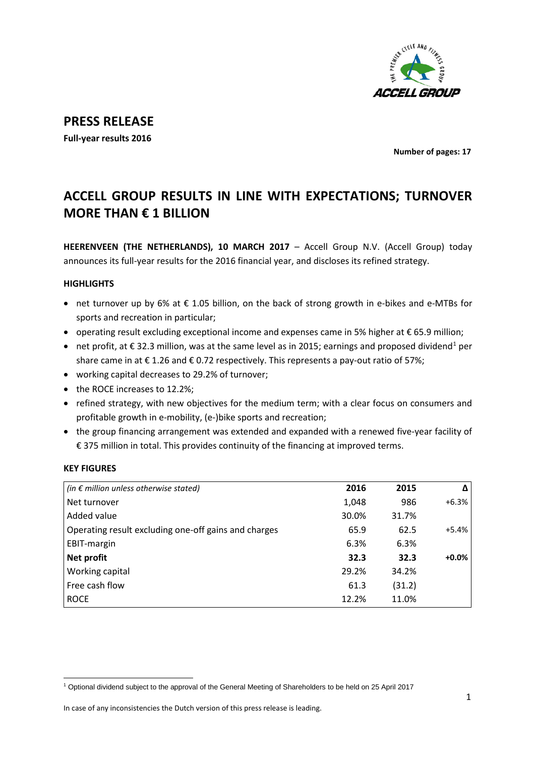# PRESS RELEASE

**Full-year results 2016**

**Number of pages: 17**

## ACCELL GROUP RESULTS IN LINE WITH EXPECTATIONS; TURNOVER MORE THAN € 1 BILLION

**HEERENVEEN (THE NETHERLANDS), 10 MARCH 2017** – Accell Group N.V. (Accell Group) today announces its full-year results for the 2016 financial year, and discloses its refined strategy.

### HIGHLIGHTS

- net turnover up by 6% at € 1.05 billion, on the back of strong growth in e-bikes and e-MTBs for sports and recreation in particular;
- operating result excluding exceptional income and expenses came in 5% higher at € 65.9 million;
- net profit, at € 32.3 million, was at the same level as in 2015; earnings and proposed dividend[1] per share came in at € 1.26 and € 0.72 respectively. This represents a pay-out ratio of 57%;
- working capital decreases to 29.2% of turnover;
- the ROCE increases to 12.2%;
- refined strategy, with new objectives for the medium term; with a clear focus on consumers and profitable growth in e-mobility, (e-)bike sports and recreation;
- the group financing arrangement was extended and expanded with a renewed five-year facility of € 375 million in total. This provides continuity of the financing at improved terms.

### KEY FIGURES

| *(in € million unless otherwise stated)* | **2016** | **2015** | **Δ** |
|---|---|---|---|
| Net turnover | 1,048 | 986 | +6.3% |
| Added value | 30.0% | 31.7% | |
| Operating result excluding one-off gains and charges | 65.9 | 62.5 | +5.4% |
| EBIT-margin | 6.3% | 6.3% | |
| **Net profit** | **32.3** | **32.3** | **+0.0%** |
| Working capital | 29.2% | 34.2% | |
| Free cash flow | 61.3 | (31.2) | |
| ROCE | 12.2% | 11.0% | |

[1] Optional dividend subject to the approval of the General Meeting of Shareholders to be held on 25 April 2017

In case of any inconsistencies the Dutch version of this press release is leading.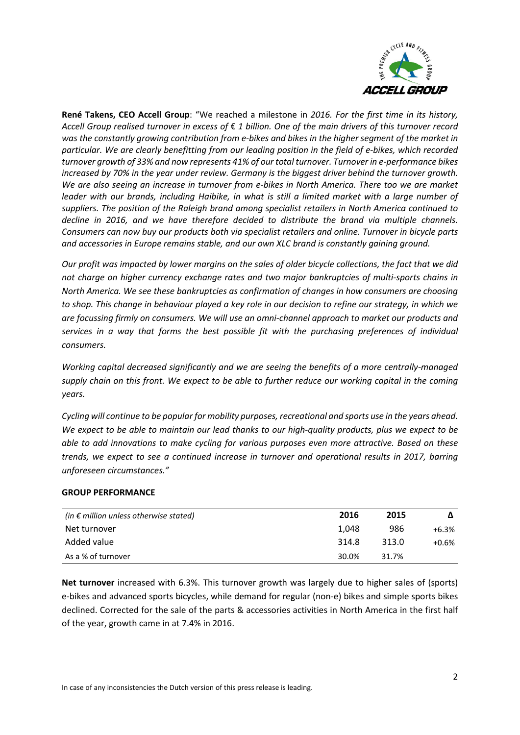**René Takens, CEO Accell Group**: "We reached a milestone in *2016. For the first time in its history, Accell Group realised turnover in excess of € 1 billion. One of the main drivers of this turnover record was the constantly growing contribution from e-bikes and bikes in the higher segment of the market in particular. We are clearly benefitting from our leading position in the field of e-bikes, which recorded turnover growth of 33% and now represents 41% of our total turnover. Turnover in e-performance bikes increased by 70% in the year under review. Germany is the biggest driver behind the turnover growth. We are also seeing an increase in turnover from e-bikes in North America. There too we are market leader with our brands, including Haibike, in what is still a limited market with a large number of suppliers. The position of the Raleigh brand among specialist retailers in North America continued to decline in 2016, and we have therefore decided to distribute the brand via multiple channels. Consumers can now buy our products both via specialist retailers and online. Turnover in bicycle parts and accessories in Europe remains stable, and our own XLC brand is constantly gaining ground.*

*Our profit was impacted by lower margins on the sales of older bicycle collections, the fact that we did not charge on higher currency exchange rates and two major bankruptcies of multi-sports chains in North America. We see these bankruptcies as confirmation of changes in how consumers are choosing to shop. This change in behaviour played a key role in our decision to refine our strategy, in which we are focussing firmly on consumers. We will use an omni-channel approach to market our products and services in a way that forms the best possible fit with the purchasing preferences of individual consumers.*

*Working capital decreased significantly and we are seeing the benefits of a more centrally-managed supply chain on this front. We expect to be able to further reduce our working capital in the coming years.*

*Cycling will continue to be popular for mobility purposes, recreational and sports use in the years ahead. We expect to be able to maintain our lead thanks to our high-quality products, plus we expect to be able to add innovations to make cycling for various purposes even more attractive. Based on these trends, we expect to see a continued increase in turnover and operational results in 2017, barring unforeseen circumstances."*

**GROUP PERFORMANCE**

| *(in € million unless otherwise stated)* | **2016** | **2015** | **Δ** |
|---|---|---|---|
| Net turnover | 1,048 | 986 | +6.3% |
| Added value | 314.8 | 313.0 | +0.6% |
| As a % of turnover | 30.0% | 31.7% | |

**Net turnover** increased with 6.3%. This turnover growth was largely due to higher sales of (sports) e-bikes and advanced sports bicycles, while demand for regular (non-e) bikes and simple sports bikes declined. Corrected for the sale of the parts & accessories activities in North America in the first half of the year, growth came in at 7.4% in 2016.

In case of any inconsistencies the Dutch version of this press release is leading.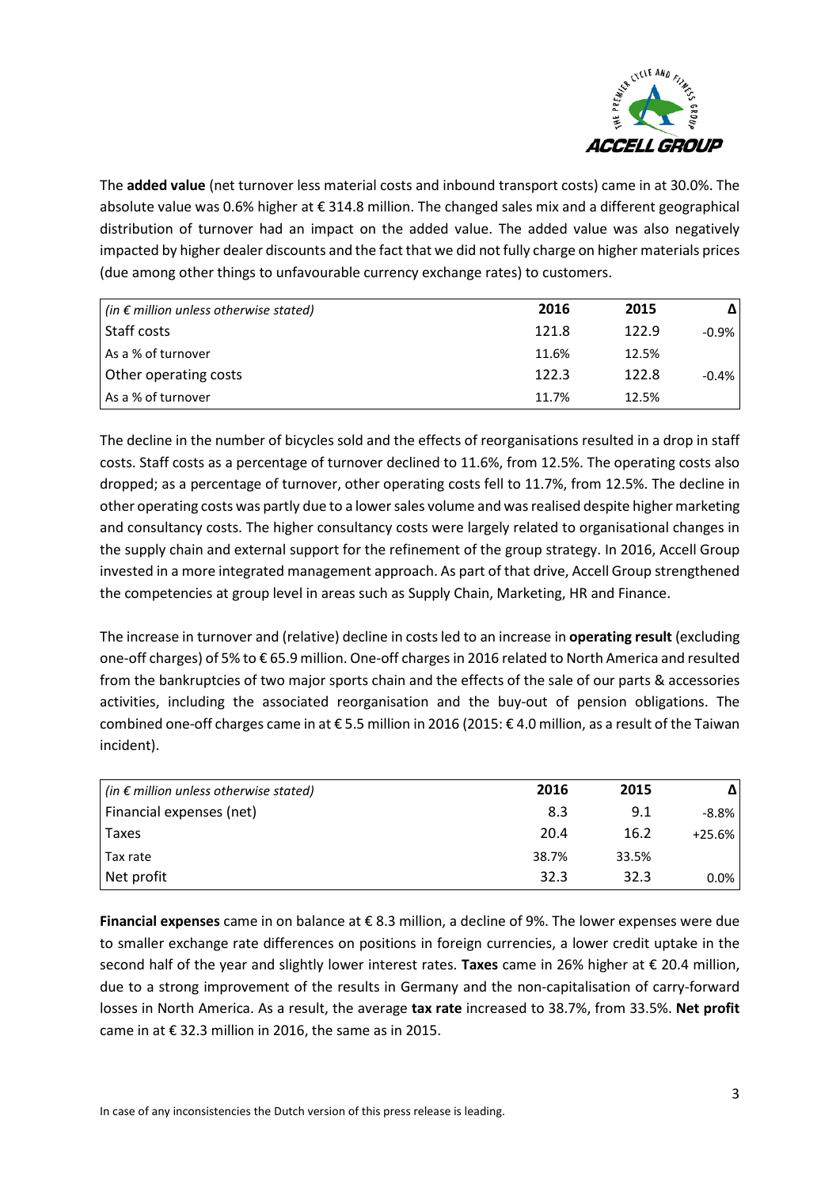The **added value** (net turnover less material costs and inbound transport costs) came in at 30.0%. The absolute value was 0.6% higher at € 314.8 million. The changed sales mix and a different geographical distribution of turnover had an impact on the added value. The added value was also negatively impacted by higher dealer discounts and the fact that we did not fully charge on higher materials prices (due among other things to unfavourable currency exchange rates) to customers.

| *(in € million unless otherwise stated)* | **2016** | **2015** | **Δ** |
|---|---|---|---|
| Staff costs | 121.8 | 122.9 | -0.9% |
| As a % of turnover | 11.6% | 12.5% | |
| Other operating costs | 122.3 | 122.8 | -0.4% |
| As a % of turnover | 11.7% | 12.5% | |

The decline in the number of bicycles sold and the effects of reorganisations resulted in a drop in staff costs. Staff costs as a percentage of turnover declined to 11.6%, from 12.5%. The operating costs also dropped; as a percentage of turnover, other operating costs fell to 11.7%, from 12.5%. The decline in other operating costs was partly due to a lower sales volume and was realised despite higher marketing and consultancy costs. The higher consultancy costs were largely related to organisational changes in the supply chain and external support for the refinement of the group strategy. In 2016, Accell Group invested in a more integrated management approach. As part of that drive, Accell Group strengthened the competencies at group level in areas such as Supply Chain, Marketing, HR and Finance.

The increase in turnover and (relative) decline in costs led to an increase in **operating result** (excluding one-off charges) of 5% to € 65.9 million. One-off charges in 2016 related to North America and resulted from the bankruptcies of two major sports chain and the effects of the sale of our parts & accessories activities, including the associated reorganisation and the buy-out of pension obligations. The combined one-off charges came in at € 5.5 million in 2016 (2015: € 4.0 million, as a result of the Taiwan incident).

| *(in € million unless otherwise stated)* | **2016** | **2015** | **Δ** |
|---|---|---|---|
| Financial expenses (net) | 8.3 | 9.1 | -8.8% |
| Taxes | 20.4 | 16.2 | +25.6% |
| Tax rate | 38.7% | 33.5% | |
| Net profit | 32.3 | 32.3 | 0.0% |

**Financial expenses** came in on balance at € 8.3 million, a decline of 9%. The lower expenses were due to smaller exchange rate differences on positions in foreign currencies, a lower credit uptake in the second half of the year and slightly lower interest rates. **Taxes** came in 26% higher at € 20.4 million, due to a strong improvement of the results in Germany and the non-capitalisation of carry-forward losses in North America. As a result, the average **tax rate** increased to 38.7%, from 33.5%. **Net profit** came in at € 32.3 million in 2016, the same as in 2015.

In case of any inconsistencies the Dutch version of this press release is leading.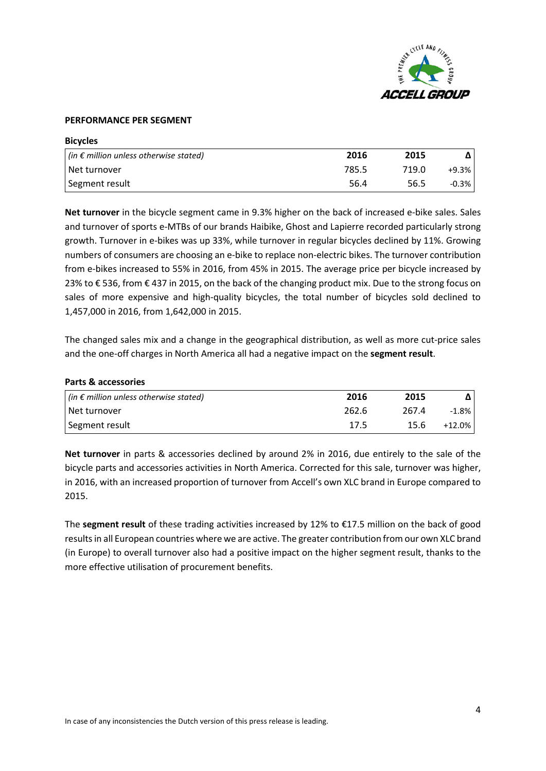## PERFORMANCE PER SEGMENT

### Bicycles

| *(in € million unless otherwise stated)* | **2016** | **2015** | **Δ** |
|---|---|---|---|
| Net turnover | 785.5 | 719.0 | +9.3% |
| Segment result | 56.4 | 56.5 | -0.3% |

**Net turnover** in the bicycle segment came in 9.3% higher on the back of increased e-bike sales. Sales and turnover of sports e-MTBs of our brands Haibike, Ghost and Lapierre recorded particularly strong growth. Turnover in e-bikes was up 33%, while turnover in regular bicycles declined by 11%. Growing numbers of consumers are choosing an e-bike to replace non-electric bikes. The turnover contribution from e-bikes increased to 55% in 2016, from 45% in 2015. The average price per bicycle increased by 23% to € 536, from € 437 in 2015, on the back of the changing product mix. Due to the strong focus on sales of more expensive and high-quality bicycles, the total number of bicycles sold declined to 1,457,000 in 2016, from 1,642,000 in 2015.

The changed sales mix and a change in the geographical distribution, as well as more cut-price sales and the one-off charges in North America all had a negative impact on the **segment result**.

### Parts & accessories

| *(in € million unless otherwise stated)* | **2016** | **2015** | **Δ** |
|---|---|---|---|
| Net turnover | 262.6 | 267.4 | -1.8% |
| Segment result | 17.5 | 15.6 | +12.0% |

**Net turnover** in parts & accessories declined by around 2% in 2016, due entirely to the sale of the bicycle parts and accessories activities in North America. Corrected for this sale, turnover was higher, in 2016, with an increased proportion of turnover from Accell's own XLC brand in Europe compared to 2015.

The **segment result** of these trading activities increased by 12% to €17.5 million on the back of good results in all European countries where we are active. The greater contribution from our own XLC brand (in Europe) to overall turnover also had a positive impact on the higher segment result, thanks to the more effective utilisation of procurement benefits.

In case of any inconsistencies the Dutch version of this press release is leading.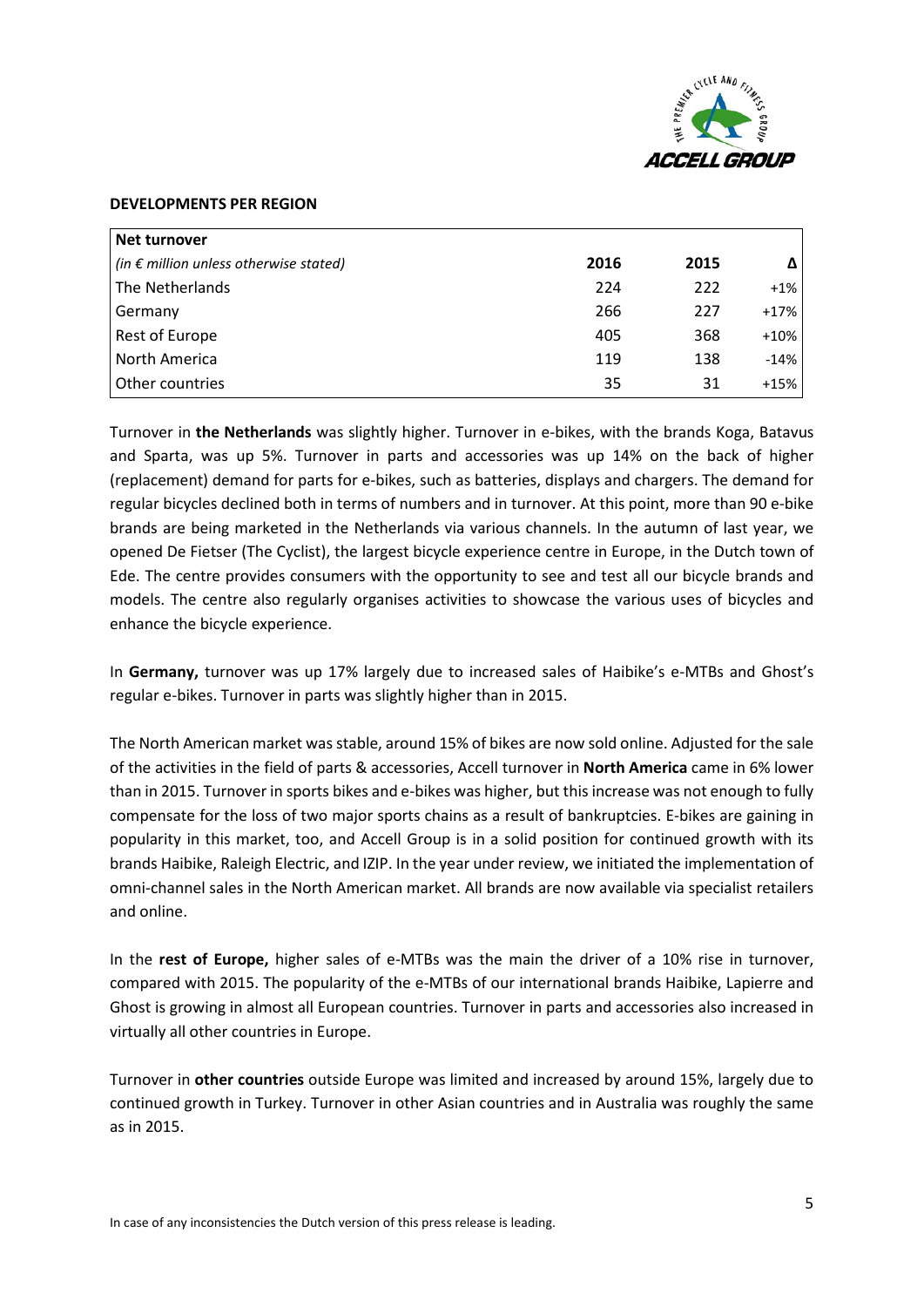#### DEVELOPMENTS PER REGION

| **Net turnover** | | | |
|---|---|---|---|
| *(in € million unless otherwise stated)* | **2016** | **2015** | **Δ** |
| The Netherlands | 224 | 222 | +1% |
| Germany | 266 | 227 | +17% |
| Rest of Europe | 405 | 368 | +10% |
| North America | 119 | 138 | -14% |
| Other countries | 35 | 31 | +15% |

Turnover in **the Netherlands** was slightly higher. Turnover in e-bikes, with the brands Koga, Batavus and Sparta, was up 5%. Turnover in parts and accessories was up 14% on the back of higher (replacement) demand for parts for e-bikes, such as batteries, displays and chargers. The demand for regular bicycles declined both in terms of numbers and in turnover. At this point, more than 90 e-bike brands are being marketed in the Netherlands via various channels. In the autumn of last year, we opened De Fietser (The Cyclist), the largest bicycle experience centre in Europe, in the Dutch town of Ede. The centre provides consumers with the opportunity to see and test all our bicycle brands and models. The centre also regularly organises activities to showcase the various uses of bicycles and enhance the bicycle experience.

In **Germany,** turnover was up 17% largely due to increased sales of Haibike's e-MTBs and Ghost's regular e-bikes. Turnover in parts was slightly higher than in 2015.

The North American market was stable, around 15% of bikes are now sold online. Adjusted for the sale of the activities in the field of parts & accessories, Accell turnover in **North America** came in 6% lower than in 2015. Turnover in sports bikes and e-bikes was higher, but this increase was not enough to fully compensate for the loss of two major sports chains as a result of bankruptcies. E-bikes are gaining in popularity in this market, too, and Accell Group is in a solid position for continued growth with its brands Haibike, Raleigh Electric, and IZIP. In the year under review, we initiated the implementation of omni-channel sales in the North American market. All brands are now available via specialist retailers and online.

In the **rest of Europe,** higher sales of e-MTBs was the main the driver of a 10% rise in turnover, compared with 2015. The popularity of the e-MTBs of our international brands Haibike, Lapierre and Ghost is growing in almost all European countries. Turnover in parts and accessories also increased in virtually all other countries in Europe.

Turnover in **other countries** outside Europe was limited and increased by around 15%, largely due to continued growth in Turkey. Turnover in other Asian countries and in Australia was roughly the same as in 2015.

In case of any inconsistencies the Dutch version of this press release is leading.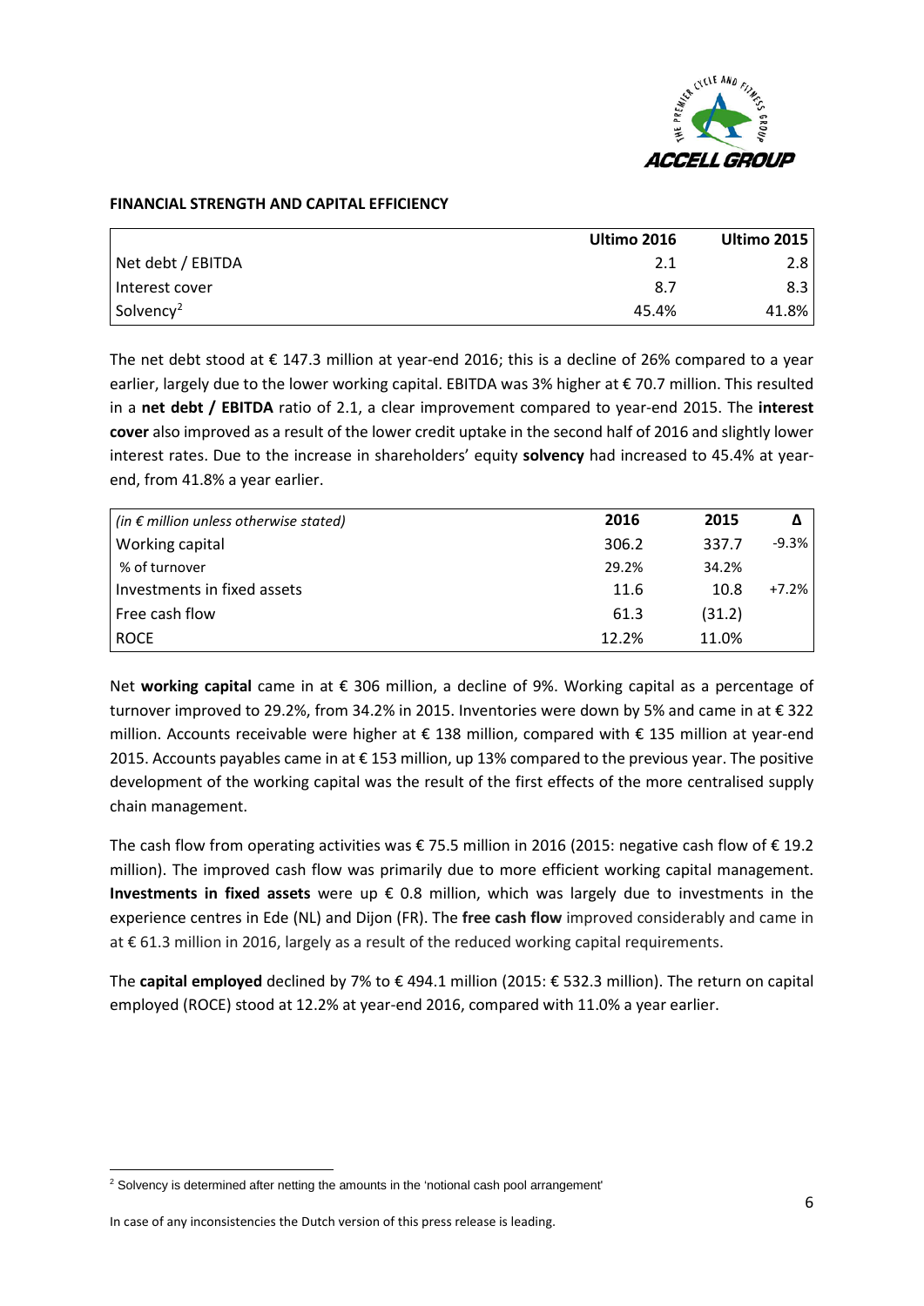**FINANCIAL STRENGTH AND CAPITAL EFFICIENCY**

| | Ultimo 2016 | Ultimo 2015 |
|---|---|---|
| Net debt / EBITDA | 2.1 | 2.8 |
| Interest cover | 8.7 | 8.3 |
| Solvency[2] | 45.4% | 41.8% |

The net debt stood at € 147.3 million at year-end 2016; this is a decline of 26% compared to a year earlier, largely due to the lower working capital. EBITDA was 3% higher at € 70.7 million. This resulted in a **net debt / EBITDA** ratio of 2.1, a clear improvement compared to year-end 2015. The **interest cover** also improved as a result of the lower credit uptake in the second half of 2016 and slightly lower interest rates. Due to the increase in shareholders' equity **solvency** had increased to 45.4% at year-end, from 41.8% a year earlier.

| *(in € million unless otherwise stated)* | 2016 | 2015 | Δ |
|---|---|---|---|
| Working capital | 306.2 | 337.7 | -9.3% |
| % of turnover | 29.2% | 34.2% | |
| Investments in fixed assets | 11.6 | 10.8 | +7.2% |
| Free cash flow | 61.3 | (31.2) | |
| ROCE | 12.2% | 11.0% | |

Net **working capital** came in at € 306 million, a decline of 9%. Working capital as a percentage of turnover improved to 29.2%, from 34.2% in 2015. Inventories were down by 5% and came in at € 322 million. Accounts receivable were higher at € 138 million, compared with € 135 million at year-end 2015. Accounts payables came in at € 153 million, up 13% compared to the previous year. The positive development of the working capital was the result of the first effects of the more centralised supply chain management.

The cash flow from operating activities was € 75.5 million in 2016 (2015: negative cash flow of € 19.2 million). The improved cash flow was primarily due to more efficient working capital management. **Investments in fixed assets** were up € 0.8 million, which was largely due to investments in the experience centres in Ede (NL) and Dijon (FR). The **free cash flow** improved considerably and came in at € 61.3 million in 2016, largely as a result of the reduced working capital requirements.

The **capital employed** declined by 7% to € 494.1 million (2015: € 532.3 million). The return on capital employed (ROCE) stood at 12.2% at year-end 2016, compared with 11.0% a year earlier.

[2] Solvency is determined after netting the amounts in the 'notional cash pool arrangement'

In case of any inconsistencies the Dutch version of this press release is leading.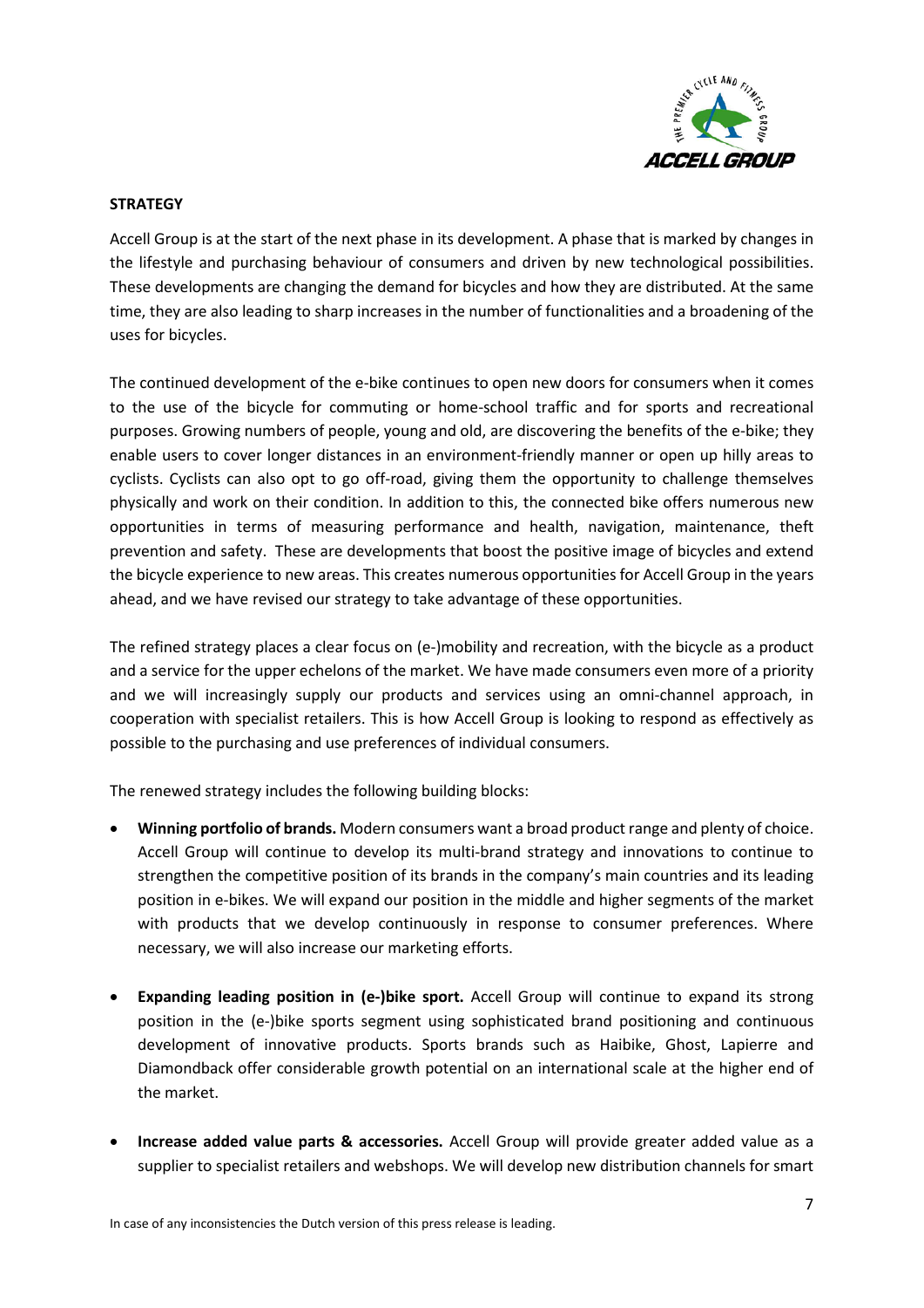## STRATEGY

Accell Group is at the start of the next phase in its development. A phase that is marked by changes in the lifestyle and purchasing behaviour of consumers and driven by new technological possibilities. These developments are changing the demand for bicycles and how they are distributed. At the same time, they are also leading to sharp increases in the number of functionalities and a broadening of the uses for bicycles.

The continued development of the e-bike continues to open new doors for consumers when it comes to the use of the bicycle for commuting or home-school traffic and for sports and recreational purposes. Growing numbers of people, young and old, are discovering the benefits of the e-bike; they enable users to cover longer distances in an environment-friendly manner or open up hilly areas to cyclists. Cyclists can also opt to go off-road, giving them the opportunity to challenge themselves physically and work on their condition. In addition to this, the connected bike offers numerous new opportunities in terms of measuring performance and health, navigation, maintenance, theft prevention and safety. These are developments that boost the positive image of bicycles and extend the bicycle experience to new areas. This creates numerous opportunities for Accell Group in the years ahead, and we have revised our strategy to take advantage of these opportunities.

The refined strategy places a clear focus on (e-)mobility and recreation, with the bicycle as a product and a service for the upper echelons of the market. We have made consumers even more of a priority and we will increasingly supply our products and services using an omni-channel approach, in cooperation with specialist retailers. This is how Accell Group is looking to respond as effectively as possible to the purchasing and use preferences of individual consumers.

The renewed strategy includes the following building blocks:

- **Winning portfolio of brands.** Modern consumers want a broad product range and plenty of choice. Accell Group will continue to develop its multi-brand strategy and innovations to continue to strengthen the competitive position of its brands in the company's main countries and its leading position in e-bikes. We will expand our position in the middle and higher segments of the market with products that we develop continuously in response to consumer preferences. Where necessary, we will also increase our marketing efforts.

- **Expanding leading position in (e-)bike sport.** Accell Group will continue to expand its strong position in the (e-)bike sports segment using sophisticated brand positioning and continuous development of innovative products. Sports brands such as Haibike, Ghost, Lapierre and Diamondback offer considerable growth potential on an international scale at the higher end of the market.

- **Increase added value parts & accessories.** Accell Group will provide greater added value as a supplier to specialist retailers and webshops. We will develop new distribution channels for smart

In case of any inconsistencies the Dutch version of this press release is leading.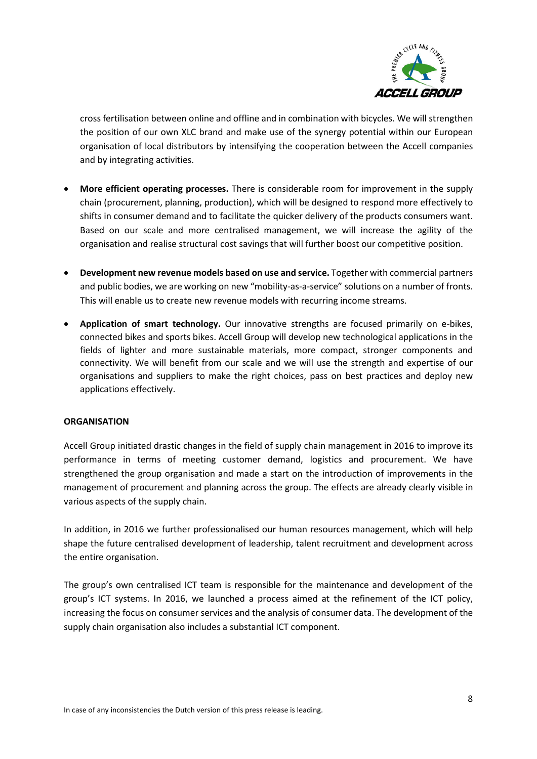cross fertilisation between online and offline and in combination with bicycles. We will strengthen the position of our own XLC brand and make use of the synergy potential within our European organisation of local distributors by intensifying the cooperation between the Accell companies and by integrating activities.

- **More efficient operating processes.** There is considerable room for improvement in the supply chain (procurement, planning, production), which will be designed to respond more effectively to shifts in consumer demand and to facilitate the quicker delivery of the products consumers want. Based on our scale and more centralised management, we will increase the agility of the organisation and realise structural cost savings that will further boost our competitive position.

- **Development new revenue models based on use and service.** Together with commercial partners and public bodies, we are working on new "mobility-as-a-service" solutions on a number of fronts. This will enable us to create new revenue models with recurring income streams.

- **Application of smart technology.** Our innovative strengths are focused primarily on e-bikes, connected bikes and sports bikes. Accell Group will develop new technological applications in the fields of lighter and more sustainable materials, more compact, stronger components and connectivity. We will benefit from our scale and we will use the strength and expertise of our organisations and suppliers to make the right choices, pass on best practices and deploy new applications effectively.

**ORGANISATION**

Accell Group initiated drastic changes in the field of supply chain management in 2016 to improve its performance in terms of meeting customer demand, logistics and procurement. We have strengthened the group organisation and made a start on the introduction of improvements in the management of procurement and planning across the group. The effects are already clearly visible in various aspects of the supply chain.

In addition, in 2016 we further professionalised our human resources management, which will help shape the future centralised development of leadership, talent recruitment and development across the entire organisation.

The group's own centralised ICT team is responsible for the maintenance and development of the group's ICT systems. In 2016, we launched a process aimed at the refinement of the ICT policy, increasing the focus on consumer services and the analysis of consumer data. The development of the supply chain organisation also includes a substantial ICT component.

In case of any inconsistencies the Dutch version of this press release is leading.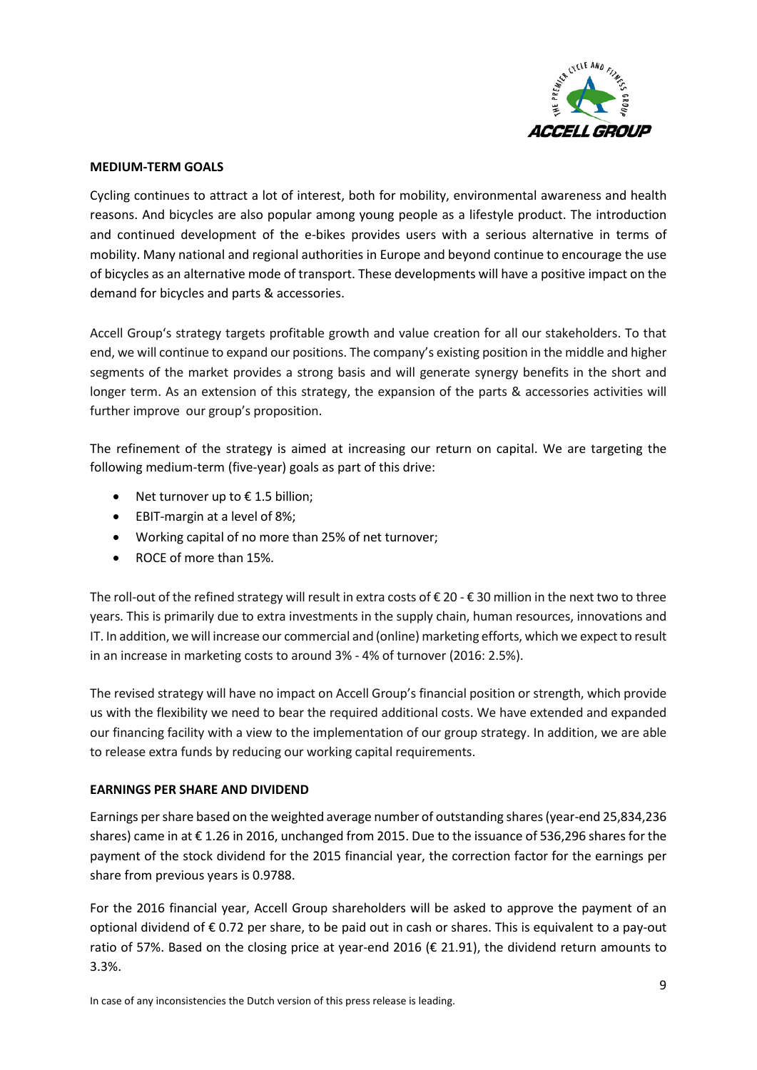**MEDIUM-TERM GOALS**

Cycling continues to attract a lot of interest, both for mobility, environmental awareness and health reasons. And bicycles are also popular among young people as a lifestyle product. The introduction and continued development of the e-bikes provides users with a serious alternative in terms of mobility. Many national and regional authorities in Europe and beyond continue to encourage the use of bicycles as an alternative mode of transport. These developments will have a positive impact on the demand for bicycles and parts & accessories.

Accell Group's strategy targets profitable growth and value creation for all our stakeholders. To that end, we will continue to expand our positions. The company's existing position in the middle and higher segments of the market provides a strong basis and will generate synergy benefits in the short and longer term. As an extension of this strategy, the expansion of the parts & accessories activities will further improve our group's proposition.

The refinement of the strategy is aimed at increasing our return on capital. We are targeting the following medium-term (five-year) goals as part of this drive:

- Net turnover up to € 1.5 billion;
- EBIT-margin at a level of 8%;
- Working capital of no more than 25% of net turnover;
- ROCE of more than 15%.

The roll-out of the refined strategy will result in extra costs of € 20 - € 30 million in the next two to three years. This is primarily due to extra investments in the supply chain, human resources, innovations and IT. In addition, we will increase our commercial and (online) marketing efforts, which we expect to result in an increase in marketing costs to around 3% - 4% of turnover (2016: 2.5%).

The revised strategy will have no impact on Accell Group's financial position or strength, which provide us with the flexibility we need to bear the required additional costs. We have extended and expanded our financing facility with a view to the implementation of our group strategy. In addition, we are able to release extra funds by reducing our working capital requirements.

**EARNINGS PER SHARE AND DIVIDEND**

Earnings per share based on the weighted average number of outstanding shares (year-end 25,834,236 shares) came in at € 1.26 in 2016, unchanged from 2015. Due to the issuance of 536,296 shares for the payment of the stock dividend for the 2015 financial year, the correction factor for the earnings per share from previous years is 0.9788.

For the 2016 financial year, Accell Group shareholders will be asked to approve the payment of an optional dividend of € 0.72 per share, to be paid out in cash or shares. This is equivalent to a pay-out ratio of 57%. Based on the closing price at year-end 2016 (€ 21.91), the dividend return amounts to 3.3%.

In case of any inconsistencies the Dutch version of this press release is leading.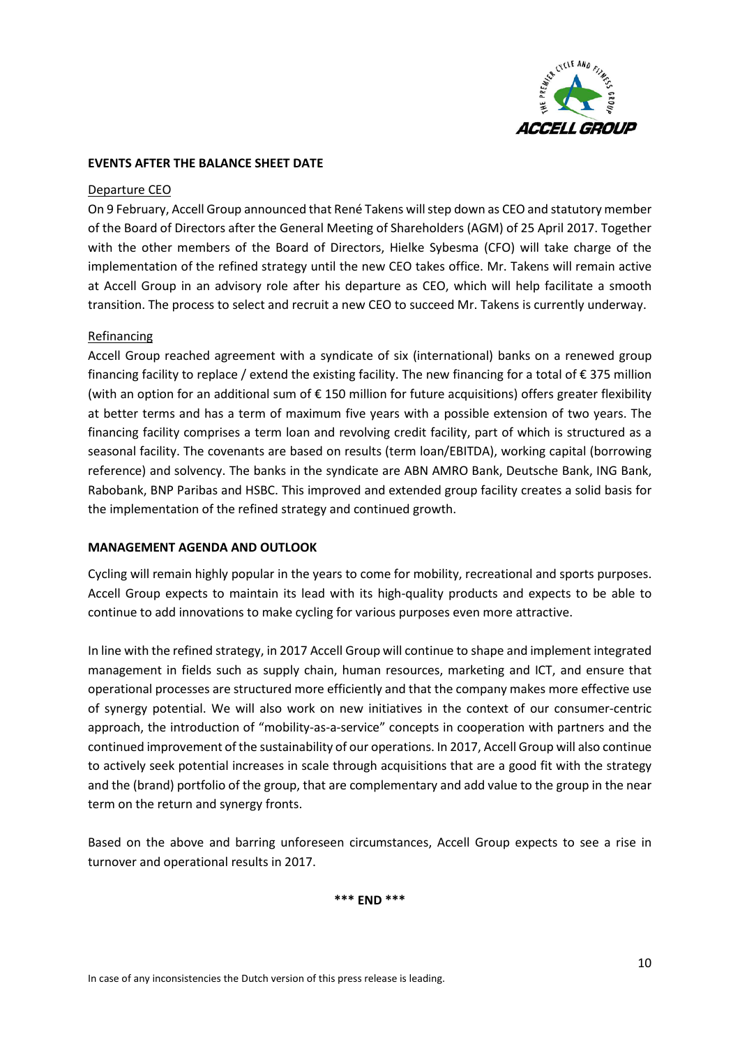## EVENTS AFTER THE BALANCE SHEET DATE

Departure CEO

On 9 February, Accell Group announced that René Takens will step down as CEO and statutory member of the Board of Directors after the General Meeting of Shareholders (AGM) of 25 April 2017. Together with the other members of the Board of Directors, Hielke Sybesma (CFO) will take charge of the implementation of the refined strategy until the new CEO takes office. Mr. Takens will remain active at Accell Group in an advisory role after his departure as CEO, which will help facilitate a smooth transition. The process to select and recruit a new CEO to succeed Mr. Takens is currently underway.

Refinancing

Accell Group reached agreement with a syndicate of six (international) banks on a renewed group financing facility to replace / extend the existing facility. The new financing for a total of € 375 million (with an option for an additional sum of € 150 million for future acquisitions) offers greater flexibility at better terms and has a term of maximum five years with a possible extension of two years. The financing facility comprises a term loan and revolving credit facility, part of which is structured as a seasonal facility. The covenants are based on results (term loan/EBITDA), working capital (borrowing reference) and solvency. The banks in the syndicate are ABN AMRO Bank, Deutsche Bank, ING Bank, Rabobank, BNP Paribas and HSBC. This improved and extended group facility creates a solid basis for the implementation of the refined strategy and continued growth.

## MANAGEMENT AGENDA AND OUTLOOK

Cycling will remain highly popular in the years to come for mobility, recreational and sports purposes. Accell Group expects to maintain its lead with its high-quality products and expects to be able to continue to add innovations to make cycling for various purposes even more attractive.

In line with the refined strategy, in 2017 Accell Group will continue to shape and implement integrated management in fields such as supply chain, human resources, marketing and ICT, and ensure that operational processes are structured more efficiently and that the company makes more effective use of synergy potential. We will also work on new initiatives in the context of our consumer-centric approach, the introduction of "mobility-as-a-service" concepts in cooperation with partners and the continued improvement of the sustainability of our operations. In 2017, Accell Group will also continue to actively seek potential increases in scale through acquisitions that are a good fit with the strategy and the (brand) portfolio of the group, that are complementary and add value to the group in the near term on the return and synergy fronts.

Based on the above and barring unforeseen circumstances, Accell Group expects to see a rise in turnover and operational results in 2017.

**\*\*\* END \*\*\***

In case of any inconsistencies the Dutch version of this press release is leading.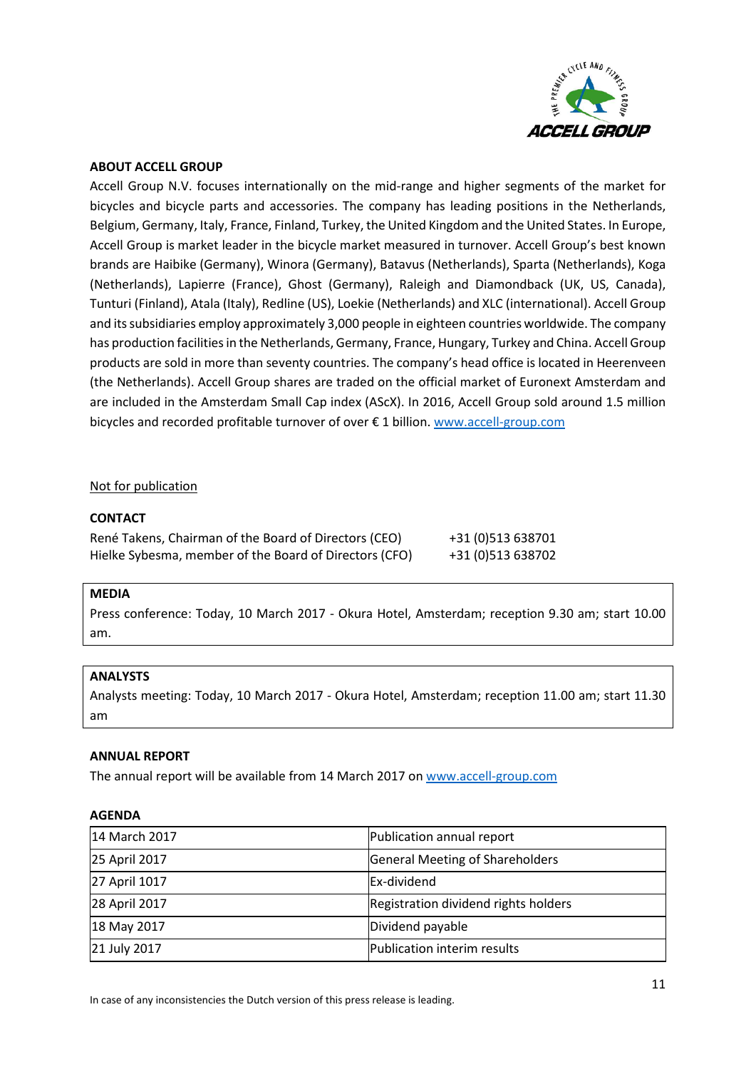**ABOUT ACCELL GROUP**

Accell Group N.V. focuses internationally on the mid-range and higher segments of the market for bicycles and bicycle parts and accessories. The company has leading positions in the Netherlands, Belgium, Germany, Italy, France, Finland, Turkey, the United Kingdom and the United States. In Europe, Accell Group is market leader in the bicycle market measured in turnover. Accell Group's best known brands are Haibike (Germany), Winora (Germany), Batavus (Netherlands), Sparta (Netherlands), Koga (Netherlands), Lapierre (France), Ghost (Germany), Raleigh and Diamondback (UK, US, Canada), Tunturi (Finland), Atala (Italy), Redline (US), Loekie (Netherlands) and XLC (international). Accell Group and its subsidiaries employ approximately 3,000 people in eighteen countries worldwide. The company has production facilities in the Netherlands, Germany, France, Hungary, Turkey and China. Accell Group products are sold in more than seventy countries. The company's head office is located in Heerenveen (the Netherlands). Accell Group shares are traded on the official market of Euronext Amsterdam and are included in the Amsterdam Small Cap index (AScX). In 2016, Accell Group sold around 1.5 million bicycles and recorded profitable turnover of over € 1 billion. www.accell-group.com

Not for publication

**CONTACT**

René Takens, Chairman of the Board of Directors (CEO) +31 (0)513 638701
Hielke Sybesma, member of the Board of Directors (CFO) +31 (0)513 638702

**MEDIA**

Press conference: Today, 10 March 2017 - Okura Hotel, Amsterdam; reception 9.30 am; start 10.00 am.

**ANALYSTS**

Analysts meeting: Today, 10 March 2017 - Okura Hotel, Amsterdam; reception 11.00 am; start 11.30 am

**ANNUAL REPORT**

The annual report will be available from 14 March 2017 on www.accell-group.com

**AGENDA**

| | |
|---|---|
| 14 March 2017 | Publication annual report |
| 25 April 2017 | General Meeting of Shareholders |
| 27 April 1017 | Ex-dividend |
| 28 April 2017 | Registration dividend rights holders |
| 18 May 2017 | Dividend payable |
| 21 July 2017 | Publication interim results |

In case of any inconsistencies the Dutch version of this press release is leading.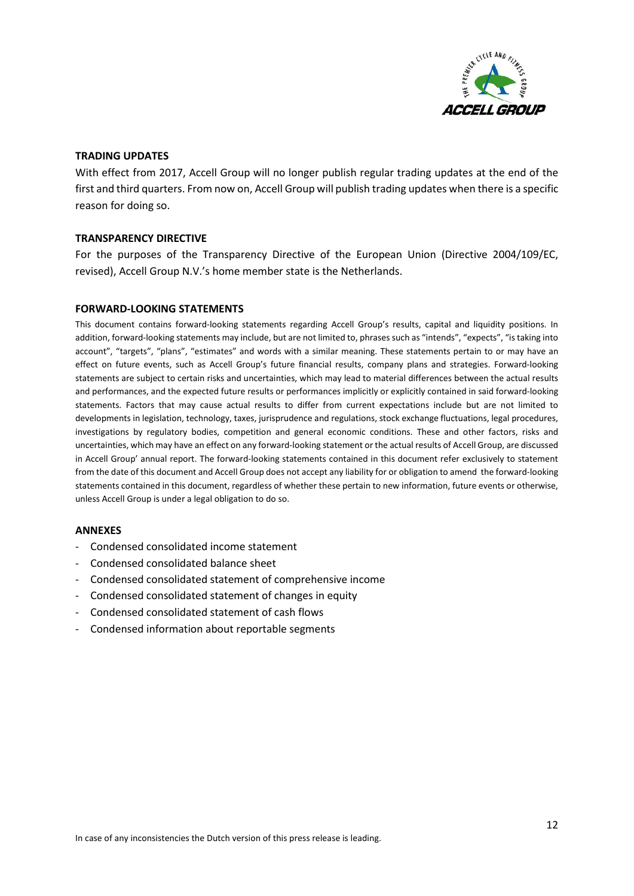**TRADING UPDATES**

With effect from 2017, Accell Group will no longer publish regular trading updates at the end of the first and third quarters. From now on, Accell Group will publish trading updates when there is a specific reason for doing so.

**TRANSPARENCY DIRECTIVE**

For the purposes of the Transparency Directive of the European Union (Directive 2004/109/EC, revised), Accell Group N.V.'s home member state is the Netherlands.

**FORWARD-LOOKING STATEMENTS**

This document contains forward-looking statements regarding Accell Group's results, capital and liquidity positions. In addition, forward-looking statements may include, but are not limited to, phrases such as "intends", "expects", "is taking into account", "targets", "plans", "estimates" and words with a similar meaning. These statements pertain to or may have an effect on future events, such as Accell Group's future financial results, company plans and strategies. Forward-looking statements are subject to certain risks and uncertainties, which may lead to material differences between the actual results and performances, and the expected future results or performances implicitly or explicitly contained in said forward-looking statements. Factors that may cause actual results to differ from current expectations include but are not limited to developments in legislation, technology, taxes, jurisprudence and regulations, stock exchange fluctuations, legal procedures, investigations by regulatory bodies, competition and general economic conditions. These and other factors, risks and uncertainties, which may have an effect on any forward-looking statement or the actual results of Accell Group, are discussed in Accell Group' annual report. The forward-looking statements contained in this document refer exclusively to statement from the date of this document and Accell Group does not accept any liability for or obligation to amend the forward-looking statements contained in this document, regardless of whether these pertain to new information, future events or otherwise, unless Accell Group is under a legal obligation to do so.

**ANNEXES**

- Condensed consolidated income statement
- Condensed consolidated balance sheet
- Condensed consolidated statement of comprehensive income
- Condensed consolidated statement of changes in equity
- Condensed consolidated statement of cash flows
- Condensed information about reportable segments

In case of any inconsistencies the Dutch version of this press release is leading.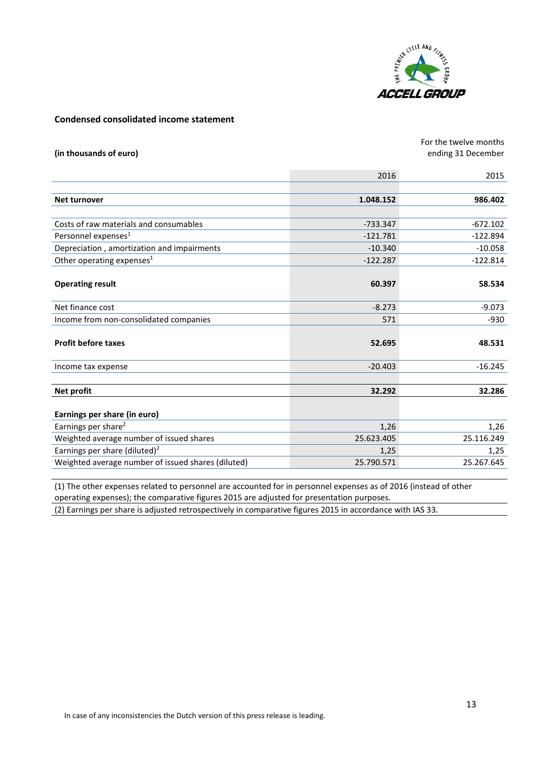## Condensed consolidated income statement

**(in thousands of euro)**

For the twelve months ending 31 December

| | 2016 | 2015 |
|---|---|---|
| **Net turnover** | **1.048.152** | **986.402** |
| Costs of raw materials and consumables | -733.347 | -672.102 |
| Personnel expenses[1] | -121.781 | -122.894 |
| Depreciation , amortization and impairments | -10.340 | -10.058 |
| Other operating expenses[1] | -122.287 | -122.814 |
| **Operating result** | **60.397** | **58.534** |
| Net finance cost | -8.273 | -9.073 |
| Income from non-consolidated companies | 571 | -930 |
| **Profit before taxes** | **52.695** | **48.531** |
| Income tax expense | -20.403 | -16.245 |
| **Net profit** | **32.292** | **32.286** |
| **Earnings per share (in euro)** | | |
| Earnings per share[2] | 1,26 | 1,26 |
| Weighted average number of issued shares | 25.623.405 | 25.116.249 |
| Earnings per share (diluted)[2] | 1,25 | 1,25 |
| Weighted average number of issued shares (diluted) | 25.790.571 | 25.267.645 |

(1) The other expenses related to personnel are accounted for in personnel expenses as of 2016 (instead of other operating expenses); the comparative figures 2015 are adjusted for presentation purposes.

(2) Earnings per share is adjusted retrospectively in comparative figures 2015 in accordance with IAS 33.

In case of any inconsistencies the Dutch version of this press release is leading.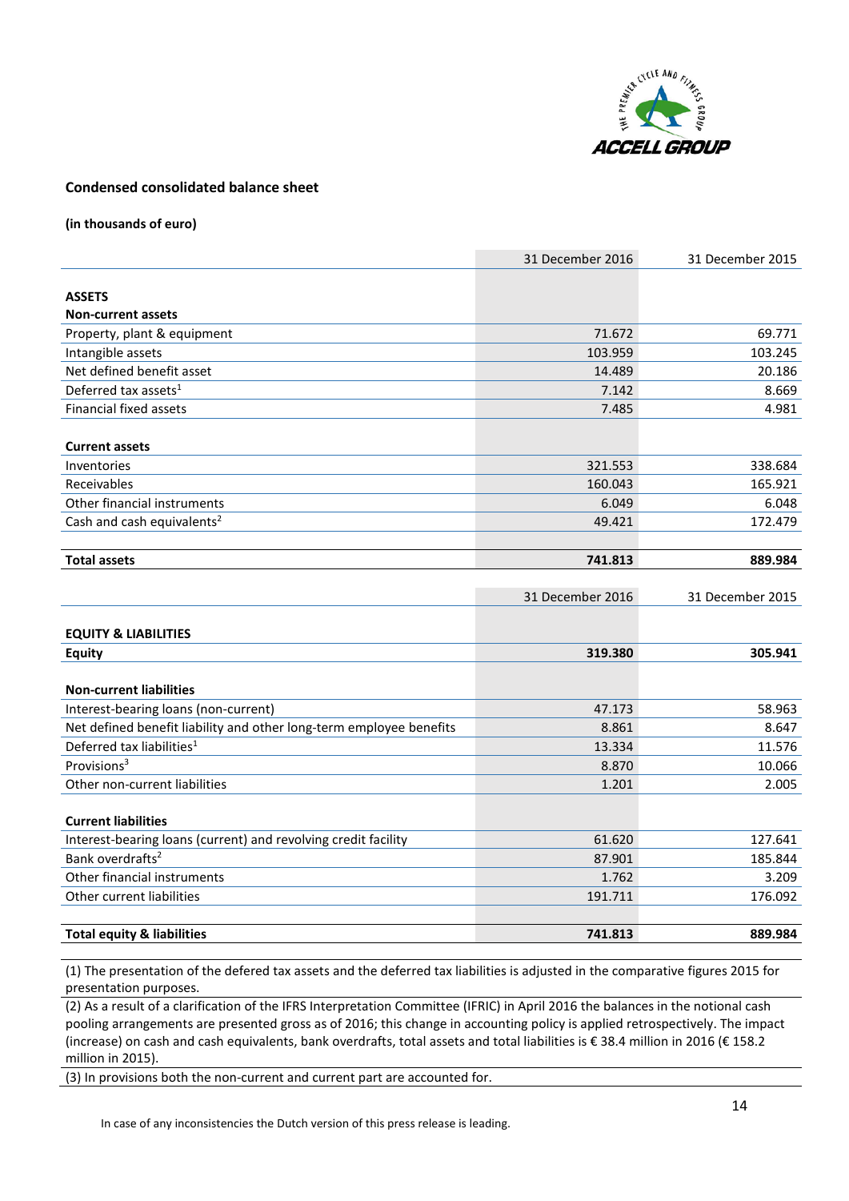## Condensed consolidated balance sheet

**(in thousands of euro)**

| | 31 December 2016 | 31 December 2015 |
|---|---|---|
| **ASSETS** | | |
| **Non-current assets** | | |
| Property, plant & equipment | 71.672 | 69.771 |
| Intangible assets | 103.959 | 103.245 |
| Net defined benefit asset | 14.489 | 20.186 |
| Deferred tax assets[1] | 7.142 | 8.669 |
| Financial fixed assets | 7.485 | 4.981 |
| **Current assets** | | |
| Inventories | 321.553 | 338.684 |
| Receivables | 160.043 | 165.921 |
| Other financial instruments | 6.049 | 6.048 |
| Cash and cash equivalents[2] | 49.421 | 172.479 |
| **Total assets** | **741.813** | **889.984** |

| | 31 December 2016 | 31 December 2015 |
|---|---|---|
| **EQUITY & LIABILITIES** | | |
| **Equity** | **319.380** | **305.941** |
| **Non-current liabilities** | | |
| Interest-bearing loans (non-current) | 47.173 | 58.963 |
| Net defined benefit liability and other long-term employee benefits | 8.861 | 8.647 |
| Deferred tax liabilities[1] | 13.334 | 11.576 |
| Provisions[3] | 8.870 | 10.066 |
| Other non-current liabilities | 1.201 | 2.005 |
| **Current liabilities** | | |
| Interest-bearing loans (current) and revolving credit facility | 61.620 | 127.641 |
| Bank overdrafts[2] | 87.901 | 185.844 |
| Other financial instruments | 1.762 | 3.209 |
| Other current liabilities | 191.711 | 176.092 |
| **Total equity & liabilities** | **741.813** | **889.984** |

(1) The presentation of the defered tax assets and the deferred tax liabilities is adjusted in the comparative figures 2015 for presentation purposes.

(2) As a result of a clarification of the IFRS Interpretation Committee (IFRIC) in April 2016 the balances in the notional cash pooling arrangements are presented gross as of 2016; this change in accounting policy is applied retrospectively. The impact (increase) on cash and cash equivalents, bank overdrafts, total assets and total liabilities is € 38.4 million in 2016 (€ 158.2 million in 2015).

(3) In provisions both the non-current and current part are accounted for.

In case of any inconsistencies the Dutch version of this press release is leading.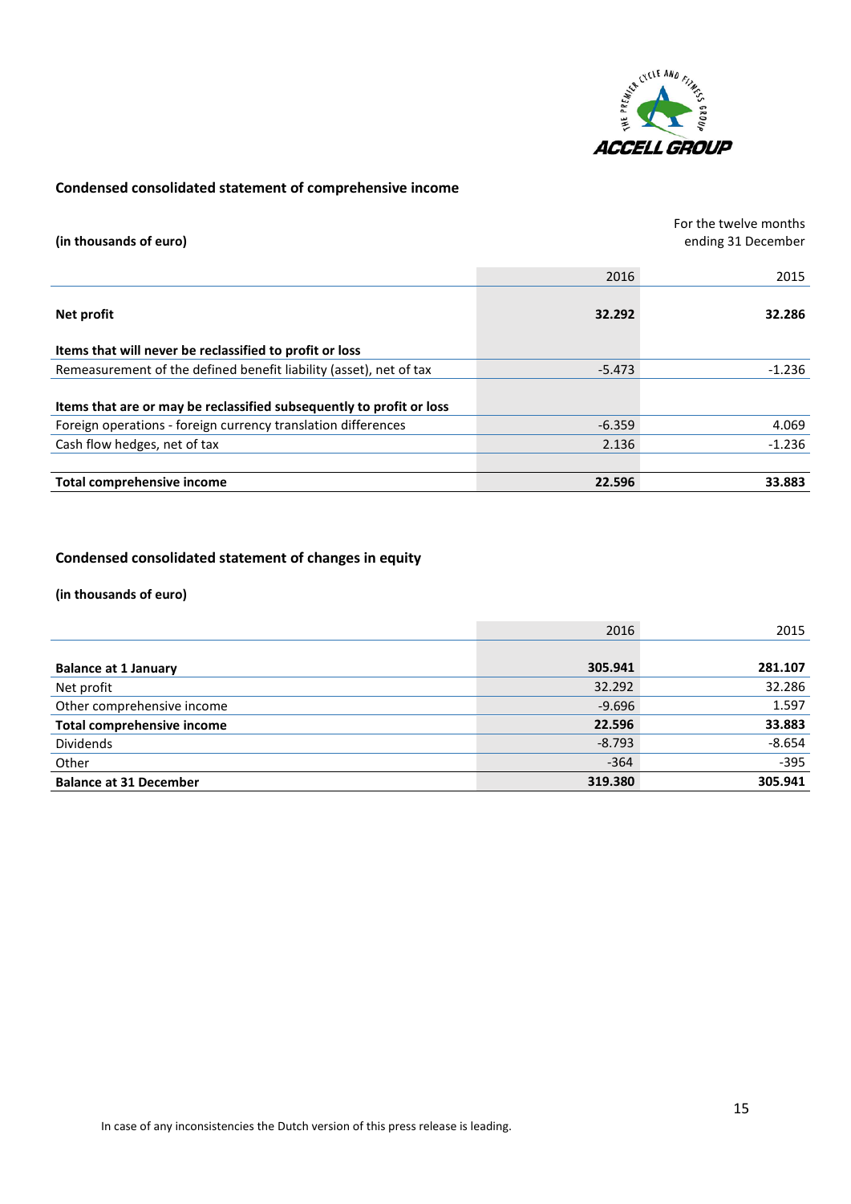## Condensed consolidated statement of comprehensive income

**(in thousands of euro)**

For the twelve months ending 31 December

| | 2016 | 2015 |
|---|---|---|
| **Net profit** | **32.292** | **32.286** |
| **Items that will never be reclassified to profit or loss** | | |
| Remeasurement of the defined benefit liability (asset), net of tax | -5.473 | -1.236 |
| **Items that are or may be reclassified subsequently to profit or loss** | | |
| Foreign operations - foreign currency translation differences | -6.359 | 4.069 |
| Cash flow hedges, net of tax | 2.136 | -1.236 |
| **Total comprehensive income** | **22.596** | **33.883** |

## Condensed consolidated statement of changes in equity

**(in thousands of euro)**

| | 2016 | 2015 |
|---|---|---|
| **Balance at 1 January** | **305.941** | **281.107** |
| Net profit | 32.292 | 32.286 |
| Other comprehensive income | -9.696 | 1.597 |
| **Total comprehensive income** | **22.596** | **33.883** |
| Dividends | -8.793 | -8.654 |
| Other | -364 | -395 |
| **Balance at 31 December** | **319.380** | **305.941** |

In case of any inconsistencies the Dutch version of this press release is leading.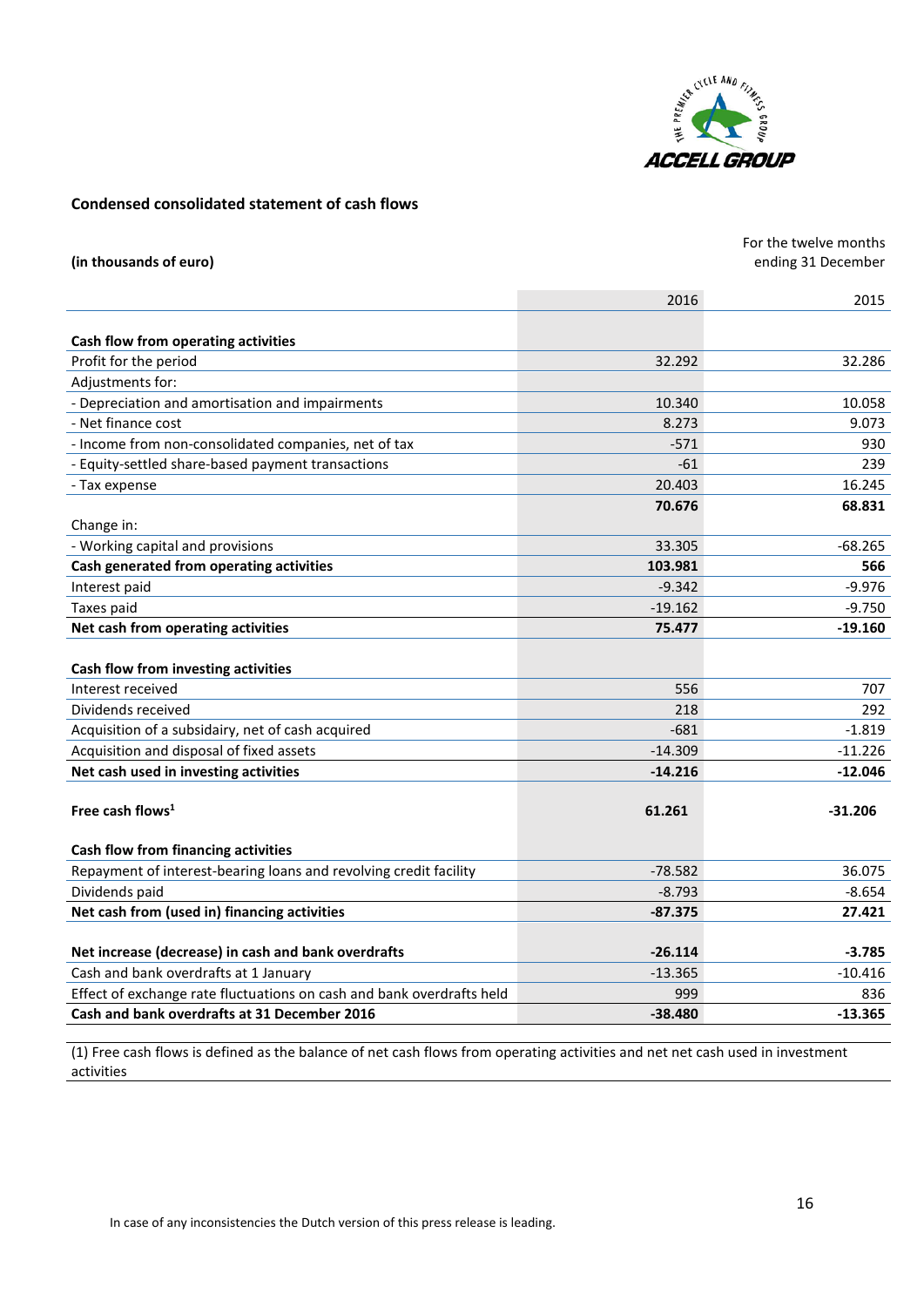## Condensed consolidated statement of cash flows

**(in thousands of euro)**

For the twelve months ending 31 December

| | 2016 | 2015 |
|---|---|---|
| **Cash flow from operating activities** | | |
| Profit for the period | 32.292 | 32.286 |
| Adjustments for: | | |
| - Depreciation and amortisation and impairments | 10.340 | 10.058 |
| - Net finance cost | 8.273 | 9.073 |
| - Income from non-consolidated companies, net of tax | -571 | 930 |
| - Equity-settled share-based payment transactions | -61 | 239 |
| - Tax expense | 20.403 | 16.245 |
| | **70.676** | **68.831** |
| Change in: | | |
| - Working capital and provisions | 33.305 | -68.265 |
| **Cash generated from operating activities** | **103.981** | **566** |
| Interest paid | -9.342 | -9.976 |
| Taxes paid | -19.162 | -9.750 |
| **Net cash from operating activities** | **75.477** | **-19.160** |
| **Cash flow from investing activities** | | |
| Interest received | 556 | 707 |
| Dividends received | 218 | 292 |
| Acquisition of a subsidairy, net of cash acquired | -681 | -1.819 |
| Acquisition and disposal of fixed assets | -14.309 | -11.226 |
| **Net cash used in investing activities** | **-14.216** | **-12.046** |
| **Free cash flows[1]** | **61.261** | **-31.206** |
| **Cash flow from financing activities** | | |
| Repayment of interest-bearing loans and revolving credit facility | -78.582 | 36.075 |
| Dividends paid | -8.793 | -8.654 |
| **Net cash from (used in) financing activities** | **-87.375** | **27.421** |
| **Net increase (decrease) in cash and bank overdrafts** | **-26.114** | **-3.785** |
| Cash and bank overdrafts at 1 January | -13.365 | -10.416 |
| Effect of exchange rate fluctuations on cash and bank overdrafts held | 999 | 836 |
| **Cash and bank overdrafts at 31 December 2016** | **-38.480** | **-13.365** |

(1) Free cash flows is defined as the balance of net cash flows from operating activities and net net cash used in investment activities

In case of any inconsistencies the Dutch version of this press release is leading.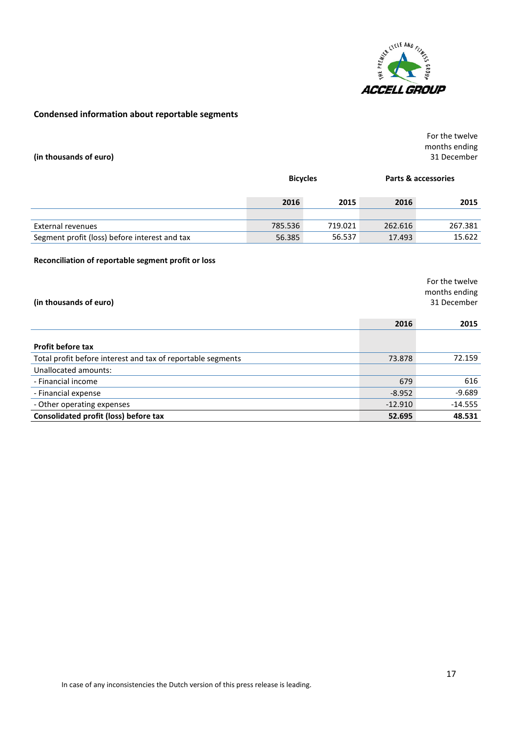## Condensed information about reportable segments

**(in thousands of euro)** — For the twelve months ending 31 December

| | **Bicycles** | | **Parts & accessories** | |
|---|---|---|---|---|
| | **2016** | **2015** | **2016** | **2015** |
| External revenues | 785.536 | 719.021 | 262.616 | 267.381 |
| Segment profit (loss) before interest and tax | 56.385 | 56.537 | 17.493 | 15.622 |

## Reconciliation of reportable segment profit or loss

**(in thousands of euro)** — For the twelve months ending 31 December

| | **2016** | **2015** |
|---|---|---|
| **Profit before tax** | | |
| Total profit before interest and tax of reportable segments | 73.878 | 72.159 |
| Unallocated amounts: | | |
| - Financial income | 679 | 616 |
| - Financial expense | -8.952 | -9.689 |
| - Other operating expenses | -12.910 | -14.555 |
| **Consolidated profit (loss) before tax** | **52.695** | **48.531** |

In case of any inconsistencies the Dutch version of this press release is leading.